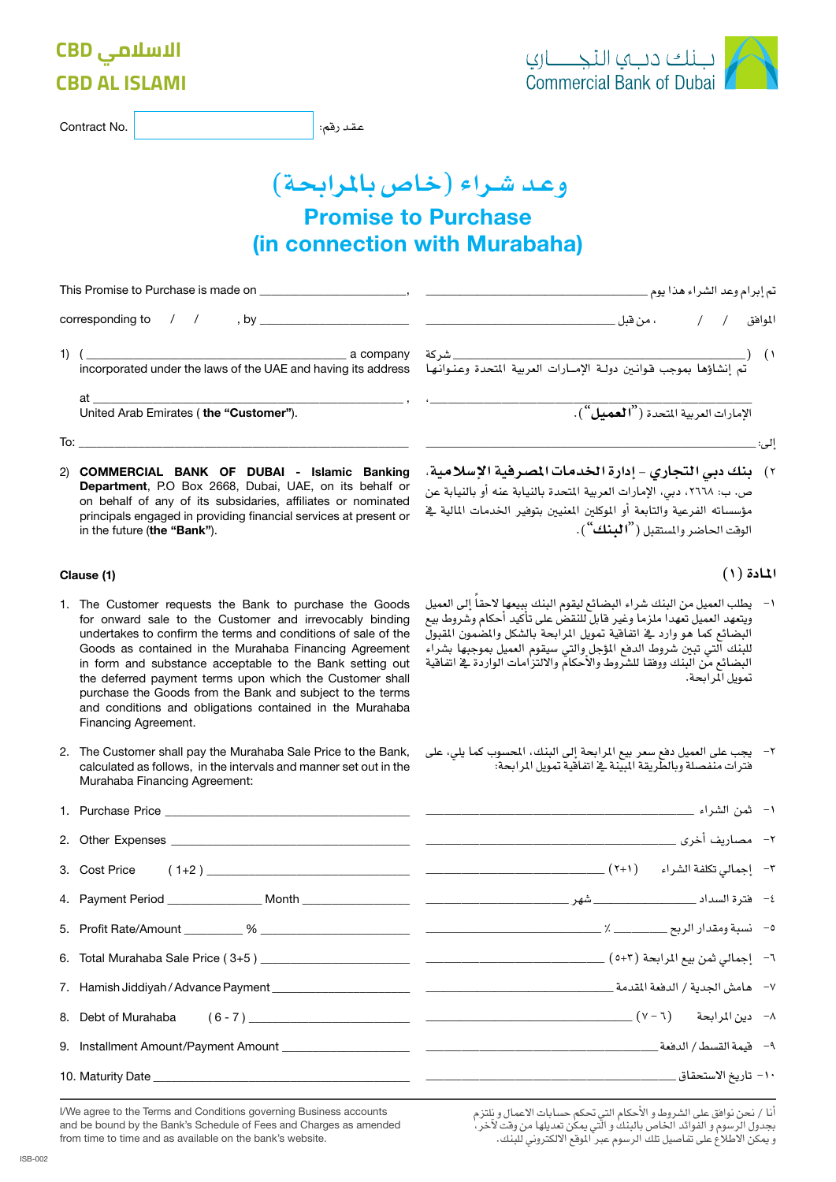CBD الاسلامي

CBD AL ISLAMI

بنك دبي التجاري
Commercial Bank of Dubai

Contract No. ______________ عقد رقم:

# وعد شراء (خاص بالمرابحة)

# Promise to Purchase (in connection with Murabaha)

This Promise to Purchase is made on ______________________,

تم إبرام وعد الشراء هذا يوم ______________________

corresponding to / / , by ______________________

الموافق / / ، من قبل ______________________

1) ( ______________________ a company incorporated under the laws of the UAE and having its address at ______________________, United Arab Emirates ( **the "Customer"**).

١) ( ______________________ شركة تم إنشاؤها بموجب قوانين دولة الإمارات العربية المتحدة وعنوانها ______________________، الإمارات العربية المتحدة (**"العميل"**).

To: ______________________

إلى: ______________________

2) **COMMERCIAL BANK OF DUBAI - Islamic Banking Department**, P.O Box 2668, Dubai, UAE, on its behalf or on behalf of any of its subsidiaries, affiliates or nominated principals engaged in providing financial services at present or in the future (**the "Bank"**).

٢) **بنك دبي التجاري - إدارة الخدمات المصرفية الإسلامية**، ص. ب: ٢٦٦٨، دبي، الإمارات العربية المتحدة بالنيابة عنه أو بالنيابة عن مؤسساته الفرعية والتابعة أو الموكلين المعنيين بتوفير الخدمات المالية في الوقت الحاضر والمستقبل (**"البنك"**).

**Clause (1)**

**المادة (١)**

1. The Customer requests the Bank to purchase the Goods for onward sale to the Customer and irrevocably binding undertakes to confirm the terms and conditions of sale of the Goods as contained in the Murabaha Financing Agreement in form and substance acceptable to the Bank setting out the deferred payment terms upon which the Customer shall purchase the Goods from the Bank and subject to the terms and conditions and obligations contained in the Murabaha Financing Agreement.

١- يطلب العميل من البنك شراء البضائع ليقوم البنك ببيعها لاحقاً إلى العميل ويتعهد العميل تعهدا ملزما وغير قابل للنقض على تأكيد أحكام وشروط بيع البضائع كما هو وارد في اتفاقية تمويل المرابحة بالشكل والمضمون المقبول للبنك التي تبين شروط الدفع المؤجل والتي سيقوم العميل بموجبها بشراء البضائع من البنك ووفقا للشروط والأحكام والالتزامات الواردة في اتفاقية تمويل المرابحة.

2. The Customer shall pay the Murabaha Sale Price to the Bank, calculated as follows, in the intervals and manner set out in the Murabaha Financing Agreement:

٢- يجب على العميل دفع سعر بيع المرابحة إلى البنك، المحسوب كما يلي، على فترات منفصلة وبالطريقة المبينة في اتفاقية تمويل المرابحة:

1. Purchase Price ______________________ — ١- ثمن الشراء ______________________
2. Other Expenses ______________________ — ٢- مصاريف أخرى ______________________
3. Cost Price ( 1+2 ) ______________________ — ٣- إجمالي تكلفة الشراء (١+٢) ______________________
4. Payment Period __________ Month __________ — ٤- فترة السداد __________ شهر __________
5. Profit Rate/Amount __________ % __________ — ٥- نسبة ومقدار الربح __________ ٪ __________
6. Total Murabaha Sale Price ( 3+5 ) ______________________ — ٦- إجمالي ثمن بيع المرابحة (٣+٥) ______________________
7. Hamish Jiddiyah / Advance Payment ______________________ — ٧- هامش الجدية / الدفعة المقدمة ______________________
8. Debt of Murabaha ( 6 - 7 ) ______________________ — ٨- دين المرابحة (٦ - ٧) ______________________
9. Installment Amount/Payment Amount ______________________ — ٩- قيمة القسط / الدفعة ______________________
10. Maturity Date ______________________ — ١٠- تاريخ الاستحقاق ______________________

I/We agree to the Terms and Conditions governing Business accounts and be bound by the Bank's Schedule of Fees and Charges as amended from time to time and as available on the bank's website.

أنا / نحن نوافق على الشروط و الأحكام التي تحكم حسابات الاعمال و نلتزم بجدول الرسوم و الفوائد الخاص بالبنك و التي يمكن تعديلها من وقت لآخر، و يمكن الاطلاع على تفاصيل تلك الرسوم عبر الموقع الالكتروني للبنك.

ISB-002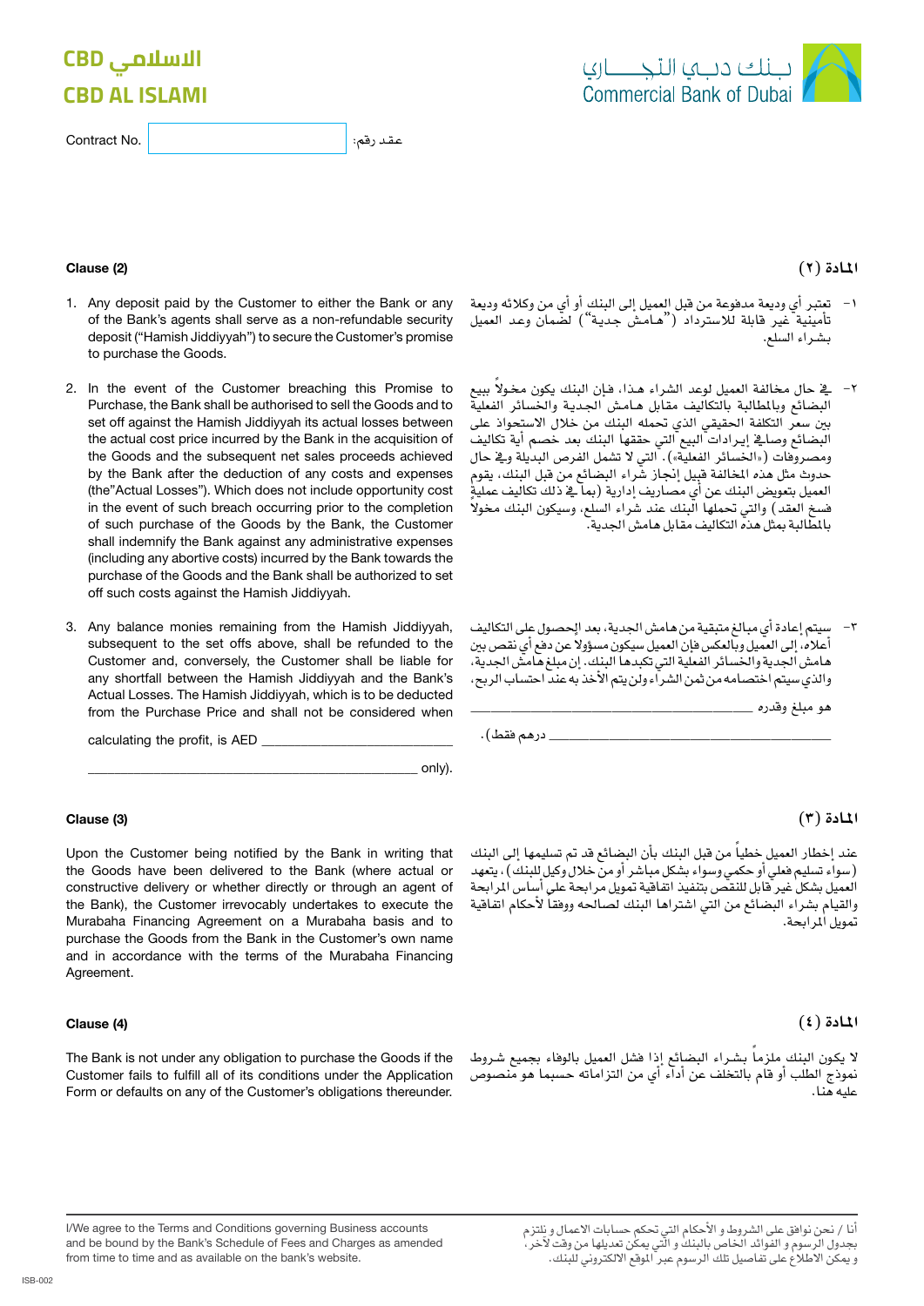CBD الاسلامي
CBD AL ISLAMI

بنك دبي التجاري
Commercial Bank of Dubai

Contract No. ____________ عقد رقم:

**Clause (2)**

1. Any deposit paid by the Customer to either the Bank or any of the Bank's agents shall serve as a non-refundable security deposit ("Hamish Jiddiyyah") to secure the Customer's promise to purchase the Goods.

2. In the event of the Customer breaching this Promise to Purchase, the Bank shall be authorised to sell the Goods and to set off against the Hamish Jiddiyyah its actual losses between the actual cost price incurred by the Bank in the acquisition of the Goods and the subsequent net sales proceeds achieved by the Bank after the deduction of any costs and expenses (the"Actual Losses"). Which does not include opportunity cost in the event of such breach occurring prior to the completion of such purchase of the Goods by the Bank, the Customer shall indemnify the Bank against any administrative expenses (including any abortive costs) incurred by the Bank towards the purchase of the Goods and the Bank shall be authorized to set off such costs against the Hamish Jiddiyyah.

3. Any balance monies remaining from the Hamish Jiddiyyah, subsequent to the set offs above, shall be refunded to the Customer and, conversely, the Customer shall be liable for any shortfall between the Hamish Jiddiyyah and the Bank's Actual Losses. The Hamish Jiddiyyah, which is to be deducted from the Purchase Price and shall not be considered when calculating the profit, is AED ____________________

   ________________________________ only).

**المادة (٢)**

١- تعتبر أي وديعة مدفوعة من قبل العميل إلى البنك أو أي من وكلائه وديعة تأمينية غير قابلة للاسترداد ("هامش جدية") لضمان وعد العميل بشراء السلع.

٢- في حال مخالفة العميل لوعد الشراء هذا، فإن البنك يكون مخولاً ببيع البضائع وبالمطالبة بالتكاليف مقابل هامش الجدية والخسائر الفعلية بين سعر التكلفة الحقيقي الذي تحمله البنك من خلال الاستحواذ على البضائع وصافي إيرادات البيع التي حققها البنك بعد خصم أية تكاليف ومصروفات («الخسائر الفعلية»). التي لا تشمل الفرص البديلة وفي حال حدوث مثل هذه المخالفة قبيل إنجاز شراء البضائع من قبل البنك، يقوم العميل بتعويض البنك عن أي مصاريف إدارية (بما في ذلك تكاليف عملية فسخ العقد) والتي تحملها البنك عند شراء السلع، وسيكون البنك مخولاً بالمطالبة بمثل هذه التكاليف مقابل هامش الجدية.

٣- سيتم إعادة أي مبالغ متبقية من هامش الجدية، بعد الحصول على التكاليف أعلاه، إلى العميل وبالعكس فإن العميل سيكون مسؤولاً عن دفع أي نقص بين هامش الجدية والخسائر الفعلية التي تكبدها البنك. إن مبلغ هامش الجدية، والذي سيتم اختصامه من ثمن الشراء ولن يتم الأخذ به عند احتساب الربح،

هو مبلغ وقدره ________________________________

________________________________ درهم فقط).

**Clause (3)**

Upon the Customer being notified by the Bank in writing that the Goods have been delivered to the Bank (where actual or constructive delivery or whether directly or through an agent of the Bank), the Customer irrevocably undertakes to execute the Murabaha Financing Agreement on a Murabaha basis and to purchase the Goods from the Bank in the Customer's own name and in accordance with the terms of the Murabaha Financing Agreement.

**المادة (٣)**

عند إخطار العميل خطياً من قبل البنك بأن البضائع قد تم تسليمها إلى البنك (سواء تسليم فعلي أو حكمي وسواء بشكل مباشر أو من خلال وكيل للبنك)، يتعهد العميل بشكل غير قابل للنقض بتنفيذ اتفاقية تمويل مرابحة على أساس المرابحة والقيام بشراء البضائع من التي اشتراها البنك لصالحه ووفقاً لأحكام اتفاقية تمويل المرابحة.

**Clause (4)**

The Bank is not under any obligation to purchase the Goods if the Customer fails to fulfill all of its conditions under the Application Form or defaults on any of the Customer's obligations thereunder.

**المادة (٤)**

لا يكون البنك ملزماً بشراء البضائع إذا فشل العميل بالوفاء بجميع شروط نموذج الطلب أو قام بالتخلف عن أداء أي من التزاماته حسبما هو منصوص عليه هنا.

I/We agree to the Terms and Conditions governing Business accounts and be bound by the Bank's Schedule of Fees and Charges as amended from time to time and as available on the bank's website.

أنا / نحن نوافق على الشروط و الأحكام التي تحكم حسابات الاعمال و نلتزم بجدول الرسوم و الفوائد الخاص بالبنك و التي يمكن تعديلها من وقت لآخر، و يمكن الاطلاع على تفاصيل تلك الرسوم عبر الموقع الالكتروني للبنك.

ISB-002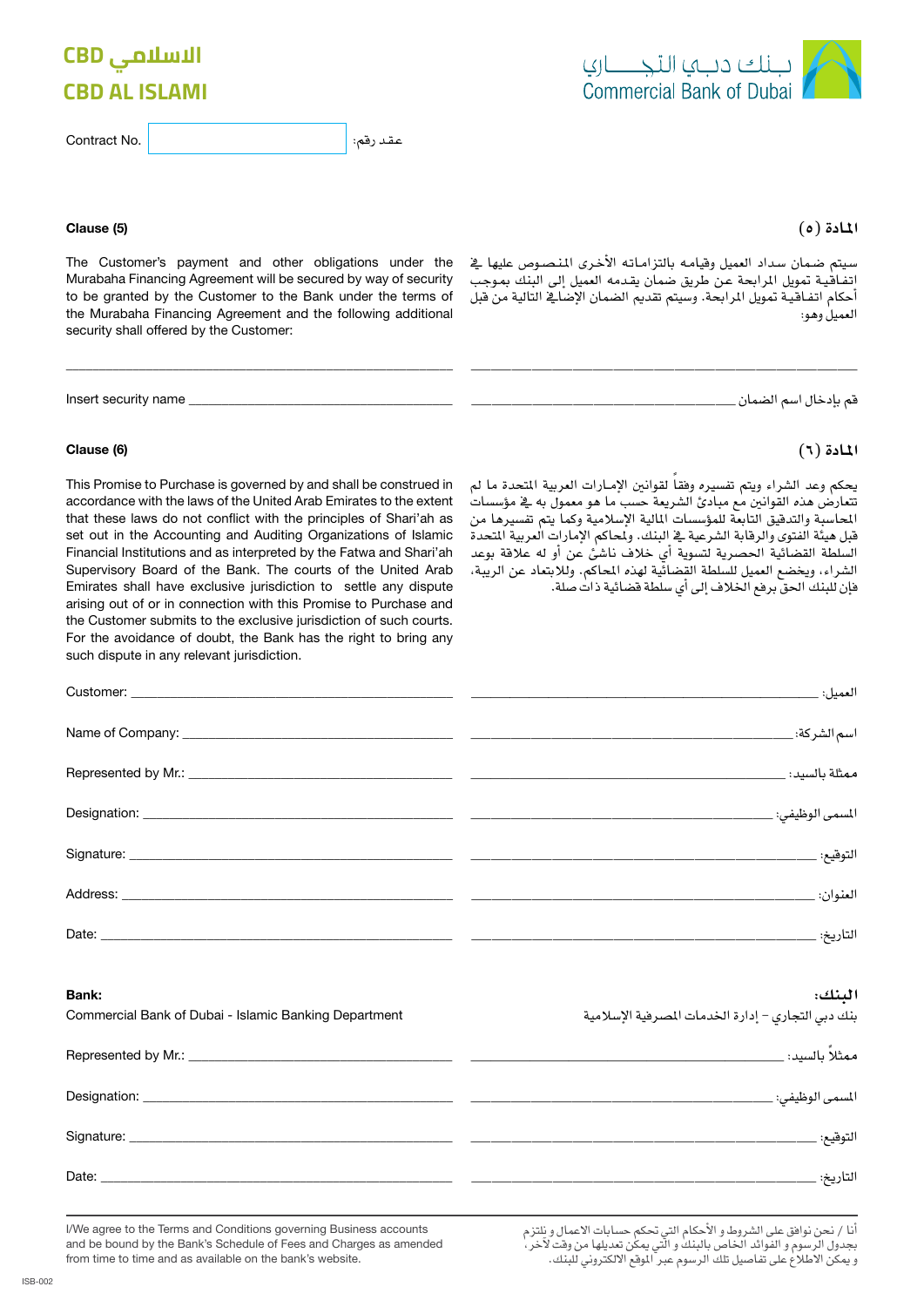CBD الاسلامي
CBD AL ISLAMI

بـنك دبـي التجـــاري
Commercial Bank of Dubai

Contract No. ____________ عقد رقم:

**Clause (5)**

The Customer's payment and other obligations under the Murabaha Financing Agreement will be secured by way of security to be granted by the Customer to the Bank under the terms of the Murabaha Financing Agreement and the following additional security shall offered by the Customer:

**المادة (٥)**

سيتم ضمان سداد العميل وقيامه بالتزاماته الأخرى المنصوص عليها في اتفاقية تمويل المرابحة عن طريق ضمان يقدمه العميل إلى البنك بموجب أحكام اتفاقية تمويل المرابحة. وسيتم تقديم الضمان الإضافي التالية من قبل العميل وهو:

______________________________________________

______________________________________________

Insert security name ______________________________

قم بإدخال اسم الضمان ______________________________

**Clause (6)**

This Promise to Purchase is governed by and shall be construed in accordance with the laws of the United Arab Emirates to the extent that these laws do not conflict with the principles of Shari'ah as set out in the Accounting and Auditing Organizations of Islamic Financial Institutions and as interpreted by the Fatwa and Shari'ah Supervisory Board of the Bank. The courts of the United Arab Emirates shall have exclusive jurisdiction to settle any dispute arising out of or in connection with this Promise to Purchase and the Customer submits to the exclusive jurisdiction of such courts. For the avoidance of doubt, the Bank has the right to bring any such dispute in any relevant jurisdiction.

**المادة (٦)**

يحكم وعد الشراء ويتم تفسيره وفقاً لقوانين الإمارات العربية المتحدة ما لم تتعارض هذه القوانين مع مبادئ الشريعة حسب ما هو معمول به في مؤسسات المحاسبة والتدقيق التابعة للمؤسسات المالية الإسلامية وكما يتم تفسيرها من قبل هيئة الفتوى والرقابة الشرعية في البنك. ولمحاكم الإمارات العربية المتحدة السلطة القضائية الحصرية لتسوية أي خلاف ناشئ عن أو له علاقة بوعد الشراء، ويخضع العميل للسلطة القضائية لهذه المحاكم. وللابتعاد عن الريبة، فإن للبنك الحق برفع الخلاف إلى أي سلطة قضائية ذات صلة.

Customer: ______________________________ العميل: ______________________________

Name of Company: ______________________________ اسم الشركة: ______________________________

Represented by Mr.: ______________________________ ممثلة بالسيد: ______________________________

Designation: ______________________________ المسمى الوظيفي: ______________________________

Signature: ______________________________ التوقيع: ______________________________

Address: ______________________________ العنوان: ______________________________

Date: ______________________________ التاريخ: ______________________________

**Bank:**

Commercial Bank of Dubai - Islamic Banking Department

**البنك:**

بنك دبي التجاري - إدارة الخدمات المصرفية الإسلامية

Represented by Mr.: ______________________________ ممثلاً بالسيد: ______________________________

Designation: ______________________________ المسمى الوظيفي: ______________________________

Signature: ______________________________ التوقيع: ______________________________

Date: ______________________________ التاريخ: ______________________________

I/We agree to the Terms and Conditions governing Business accounts and be bound by the Bank's Schedule of Fees and Charges as amended from time to time and as available on the bank's website.

أنا / نحن نوافق على الشروط و الأحكام التي تحكم حسابات الاعمال و نلتزم بجدول الرسوم و الفوائد الخاص بالبنك و التي يمكن تعديلها من وقت لآخر، و يمكن الاطلاع على تفاصيل تلك الرسوم عبر الموقع الالكتروني للبنك.

ISB-002